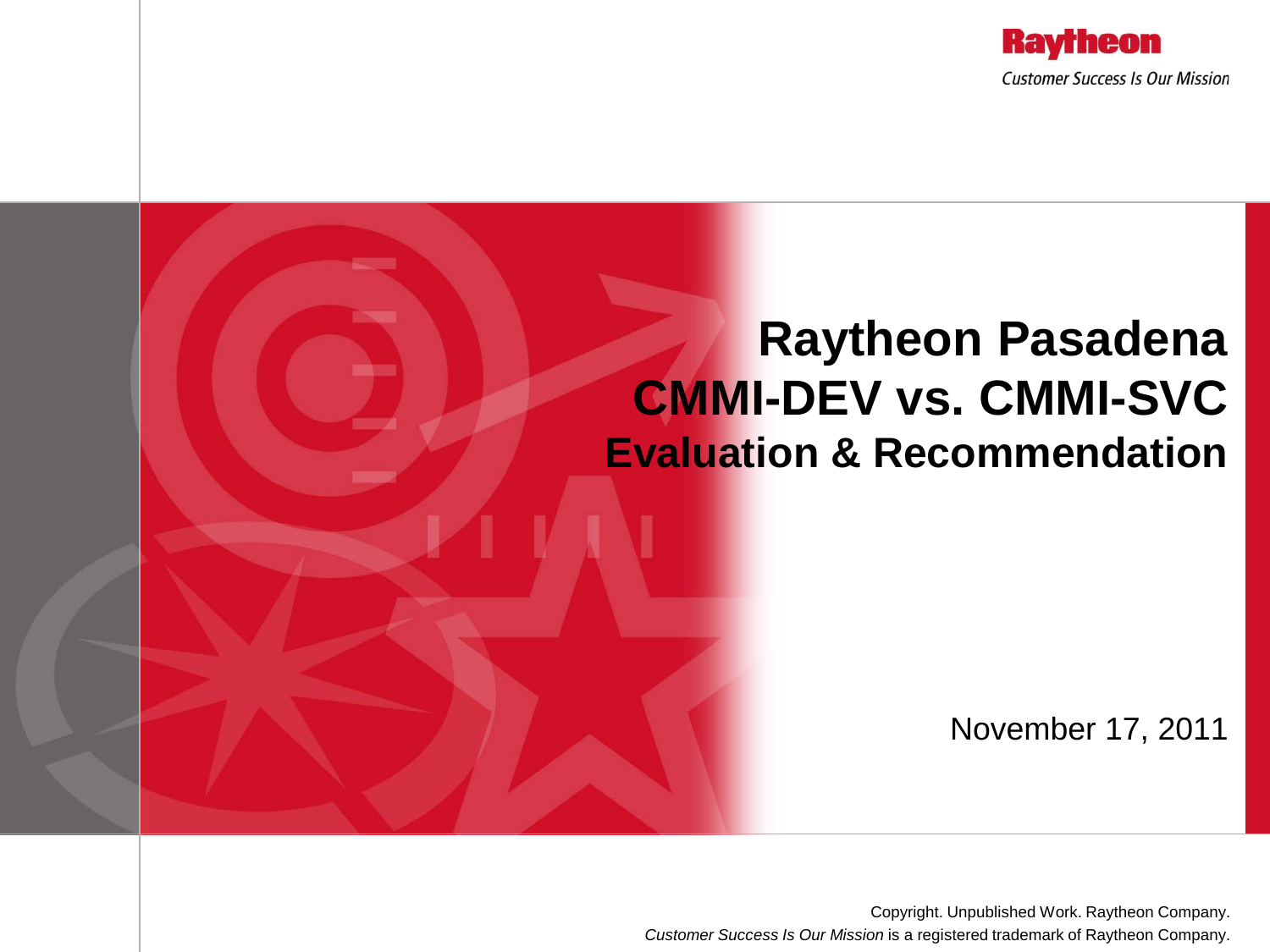Raytheon

*Customer Success Is Our Mission*

# Raytheon Pasadena CMMI-DEV vs. CMMI-SVC

## Evaluation & Recommendation

November 17, 2011

Copyright. Unpublished Work. Raytheon Company.

*Customer Success Is Our Mission* is a registered trademark of Raytheon Company.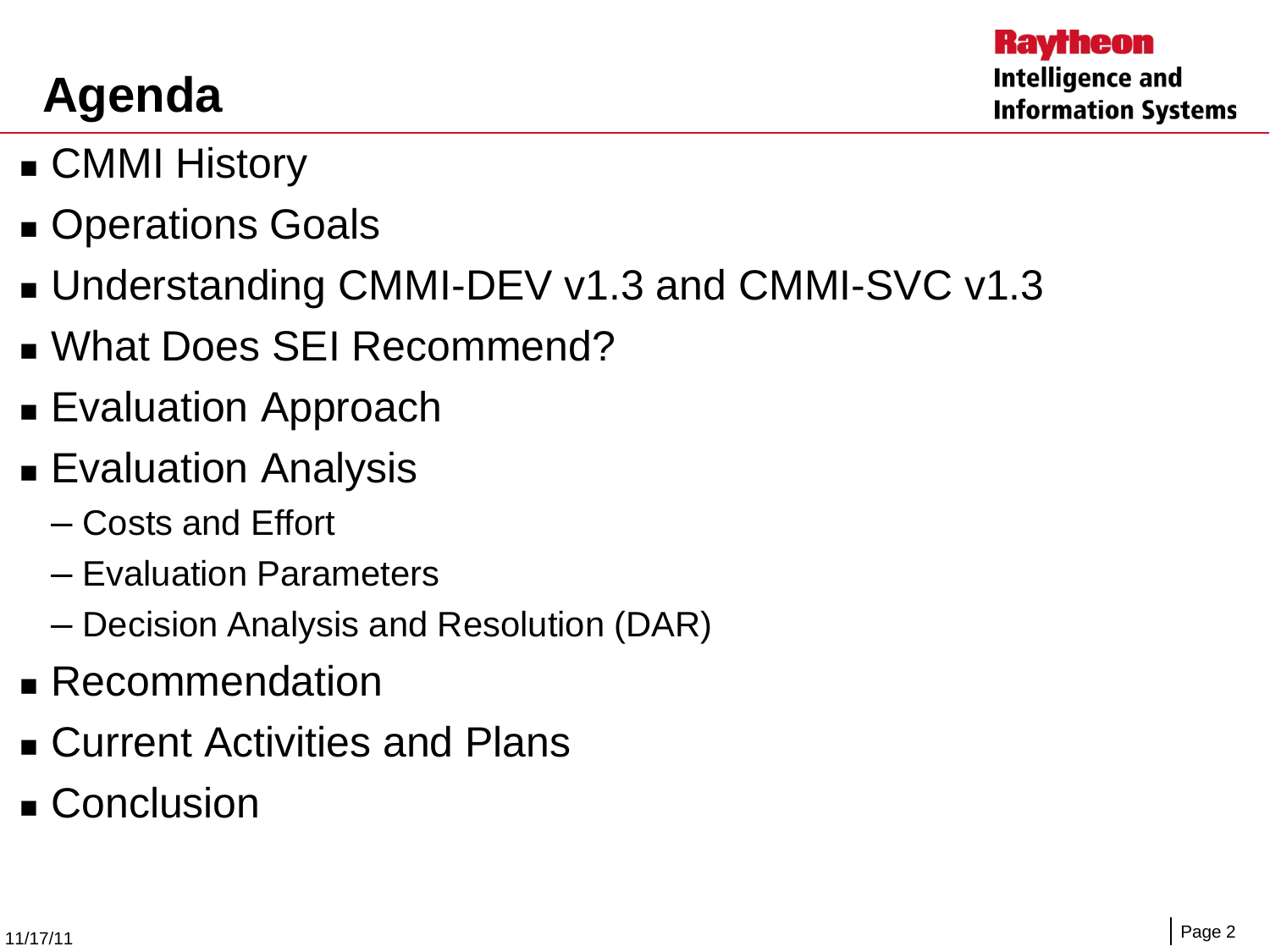# Agenda

- CMMI History
- Operations Goals
- Understanding CMMI-DEV v1.3 and CMMI-SVC v1.3
- What Does SEI Recommend?
- Evaluation Approach
- Evaluation Analysis
  - Costs and Effort
  - Evaluation Parameters
  - Decision Analysis and Resolution (DAR)
- Recommendation
- Current Activities and Plans
- Conclusion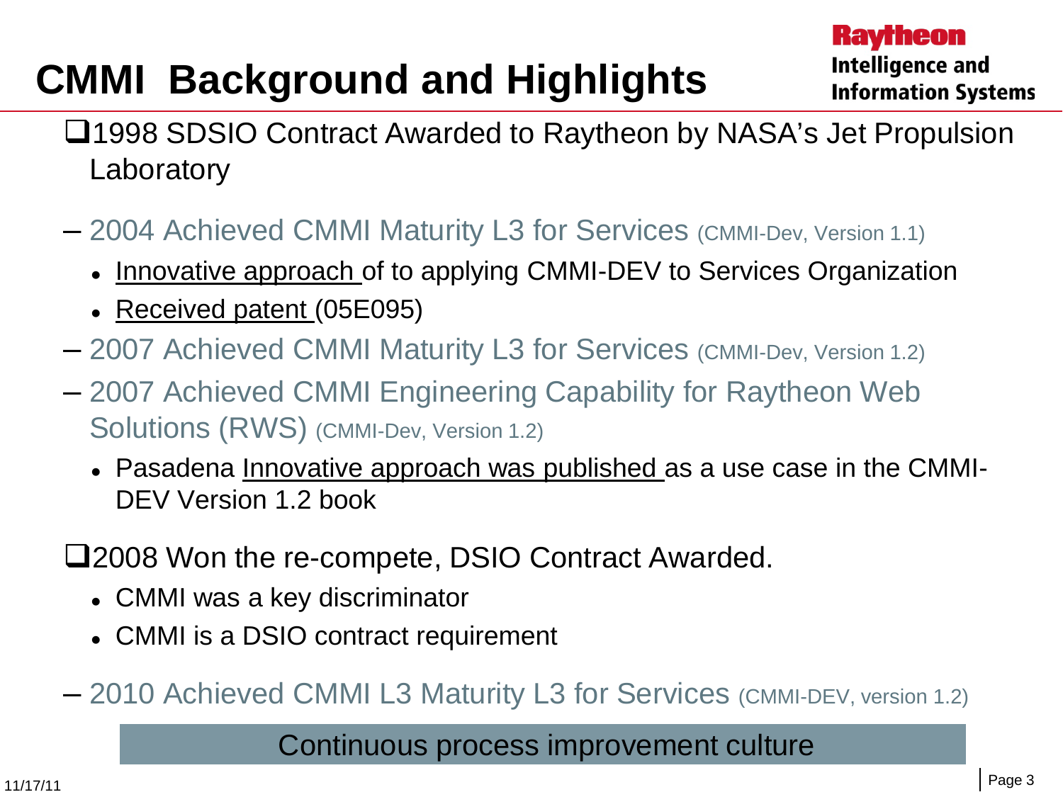# CMMI Background and Highlights

Raytheon
Intelligence and Information Systems

- 1998 SDSIO Contract Awarded to Raytheon by NASA's Jet Propulsion Laboratory
  - 2004 Achieved CMMI Maturity L3 for Services (CMMI-Dev, Version 1.1)
    - <u>Innovative approach</u> of to applying CMMI-DEV to Services Organization
    - <u>Received patent</u> (05E095)
  - 2007 Achieved CMMI Maturity L3 for Services (CMMI-Dev, Version 1.2)
  - 2007 Achieved CMMI Engineering Capability for Raytheon Web Solutions (RWS) (CMMI-Dev, Version 1.2)
    - Pasadena <u>Innovative approach was published</u> as a use case in the CMMI-DEV Version 1.2 book
- 2008 Won the re-compete, DSIO Contract Awarded.
  - CMMI was a key discriminator
  - CMMI is a DSIO contract requirement
  - 2010 Achieved CMMI L3 Maturity L3 for Services (CMMI-DEV, version 1.2)

Continuous process improvement culture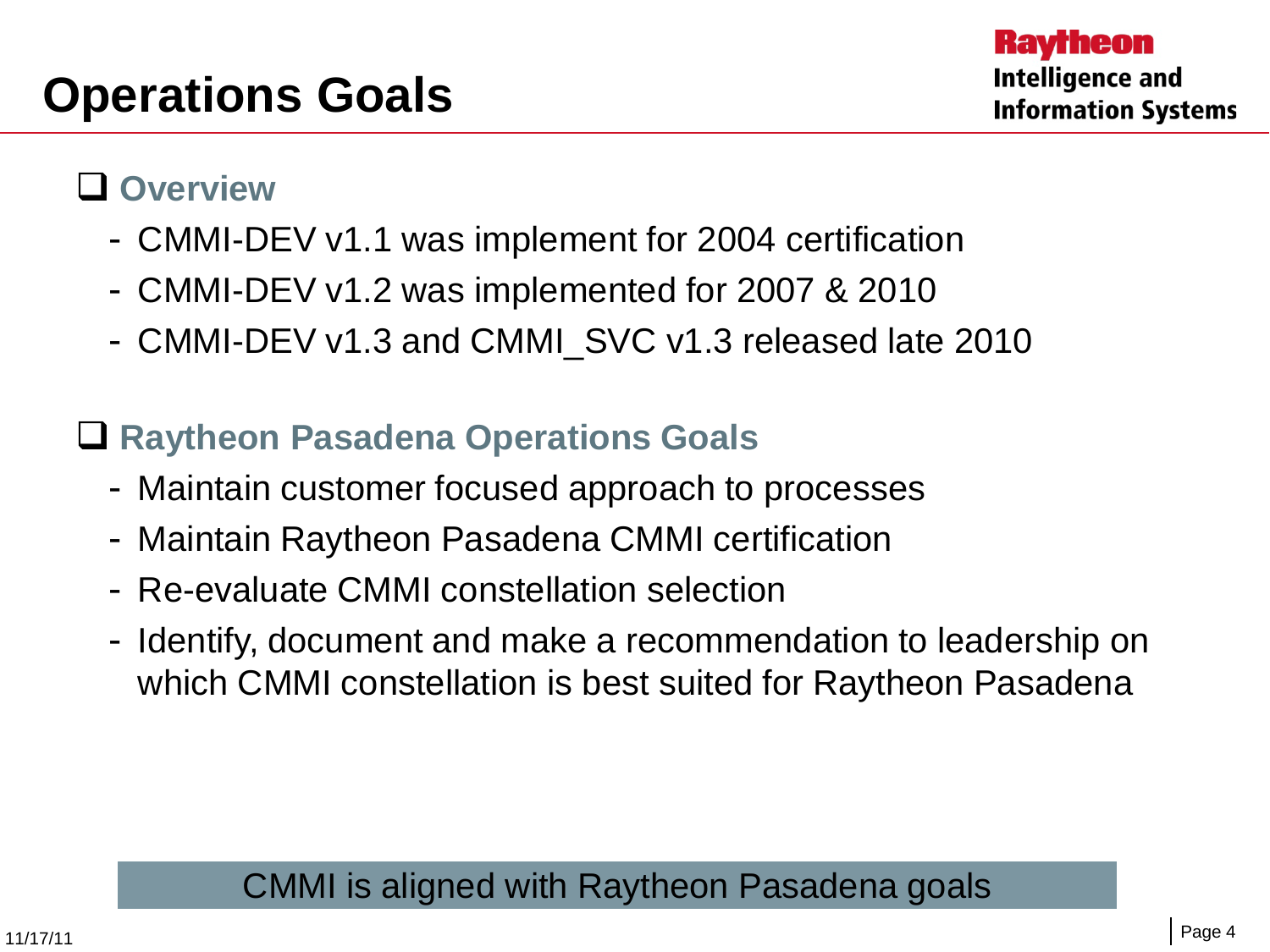# Operations Goals

Raytheon
Intelligence and Information Systems

## Overview

- CMMI-DEV v1.1 was implement for 2004 certification
- CMMI-DEV v1.2 was implemented for 2007 & 2010
- CMMI-DEV v1.3 and CMMI_SVC v1.3 released late 2010

## Raytheon Pasadena Operations Goals

- Maintain customer focused approach to processes
- Maintain Raytheon Pasadena CMMI certification
- Re-evaluate CMMI constellation selection
- Identify, document and make a recommendation to leadership on which CMMI constellation is best suited for Raytheon Pasadena

CMMI is aligned with Raytheon Pasadena goals

11/17/11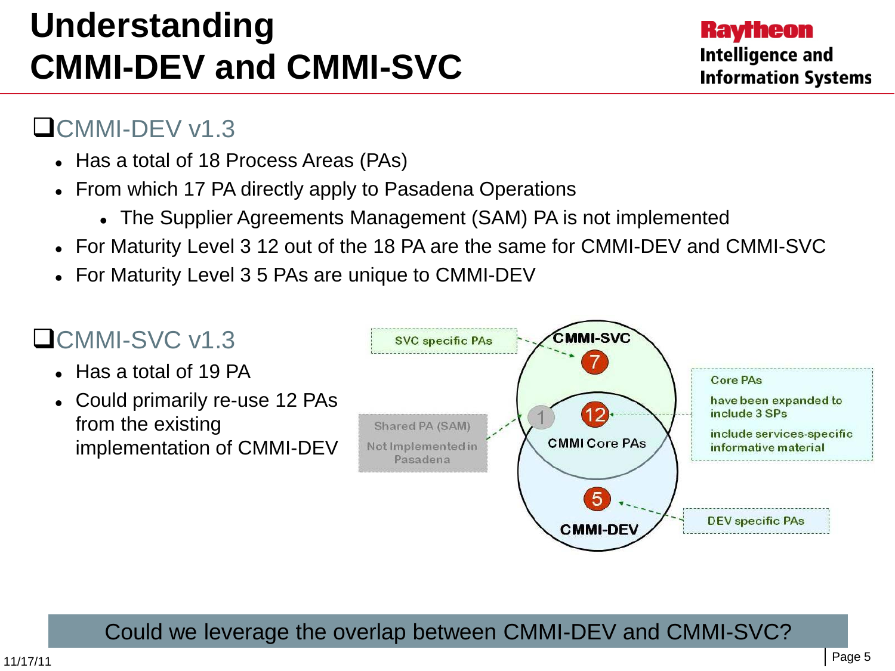# Understanding CMMI-DEV and CMMI-SVC

## ❑CMMI-DEV v1.3

- Has a total of 18 Process Areas (PAs)
- From which 17 PA directly apply to Pasadena Operations
  - The Supplier Agreements Management (SAM) PA is not implemented
- For Maturity Level 3 12 out of the 18 PA are the same for CMMI-DEV and CMMI-SVC
- For Maturity Level 3 5 PAs are unique to CMMI-DEV

## ❑CMMI-SVC v1.3

- Has a total of 19 PA
- Could primarily re-use 12 PAs from the existing implementation of CMMI-DEV

SVC specific PAs

CMMI-SVC

7

1

12

CMMI Core PAs

5

CMMI-DEV

Shared PA (SAM)

Not Implemented in Pasadena

Core PAs

have been expanded to include 3 SPs

include services-specific informative material

DEV specific PAs

Could we leverage the overlap between CMMI-DEV and CMMI-SVC?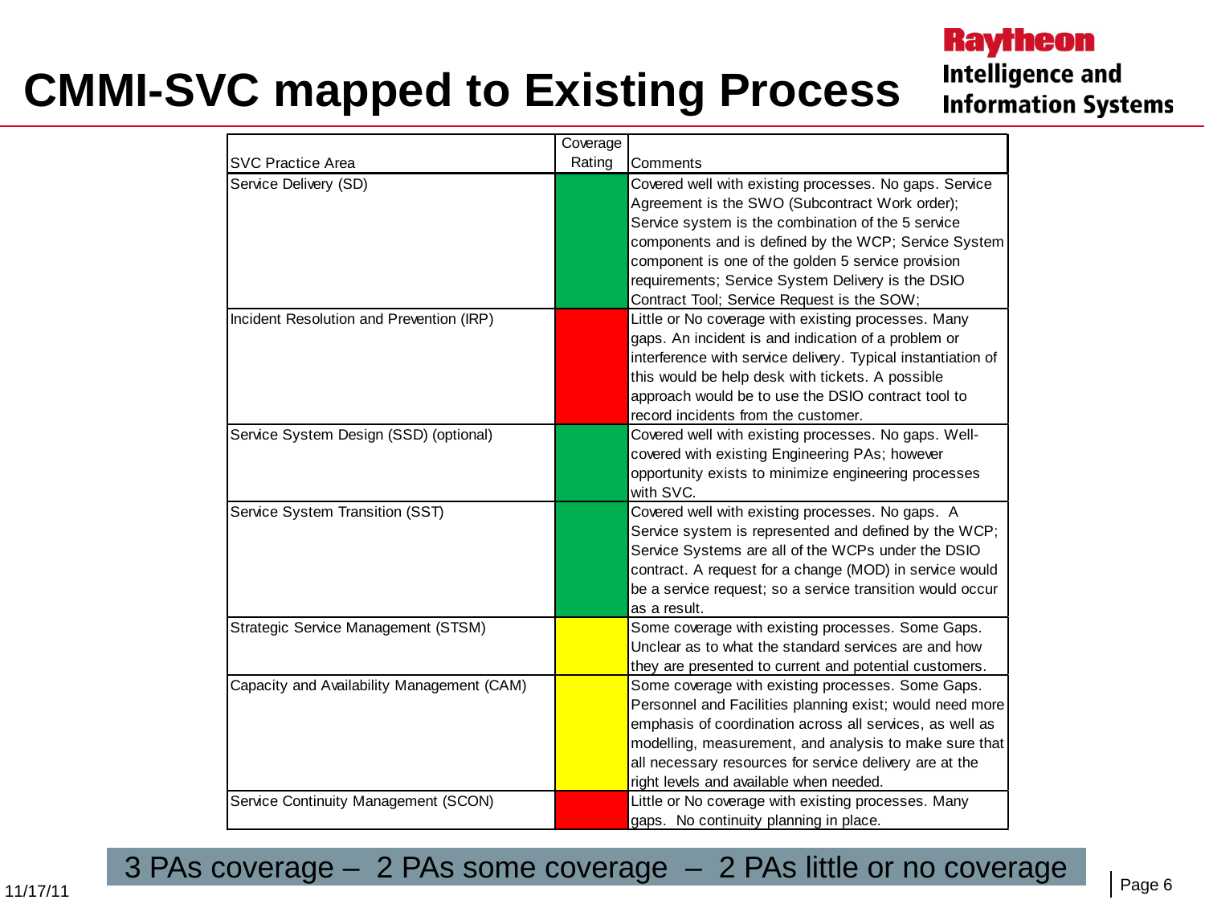# CMMI-SVC mapped to Existing Process

| SVC Practice Area | Coverage Rating | Comments |
|---|---|---|
| Service Delivery (SD) | Green | Covered well with existing processes. No gaps. Service Agreement is the SWO (Subcontract Work order); Service system is the combination of the 5 service components and is defined by the WCP; Service System component is one of the golden 5 service provision requirements; Service System Delivery is the DSIO Contract Tool; Service Request is the SOW; |
| Incident Resolution and Prevention (IRP) | Red | Little or No coverage with existing processes. Many gaps. An incident is and indication of a problem or interference with service delivery. Typical instantiation of this would be help desk with tickets. A possible approach would be to use the DSIO contract tool to record incidents from the customer. |
| Service System Design (SSD) (optional) | Green | Covered well with existing processes. No gaps. Well-covered with existing Engineering PAs; however opportunity exists to minimize engineering processes with SVC. |
| Service System Transition (SST) | Green | Covered well with existing processes. No gaps. A Service system is represented and defined by the WCP; Service Systems are all of the WCPs under the DSIO contract. A request for a change (MOD) in service would be a service request; so a service transition would occur as a result. |
| Strategic Service Management (STSM) | Yellow | Some coverage with existing processes. Some Gaps. Unclear as to what the standard services are and how they are presented to current and potential customers. |
| Capacity and Availability Management (CAM) | Yellow | Some coverage with existing processes. Some Gaps. Personnel and Facilities planning exist; would need more emphasis of coordination across all services, as well as modelling, measurement, and analysis to make sure that all necessary resources for service delivery are at the right levels and available when needed. |
| Service Continuity Management (SCON) | Red | Little or No coverage with existing processes. Many gaps. No continuity planning in place. |

3 PAs coverage – 2 PAs some coverage – 2 PAs little or no coverage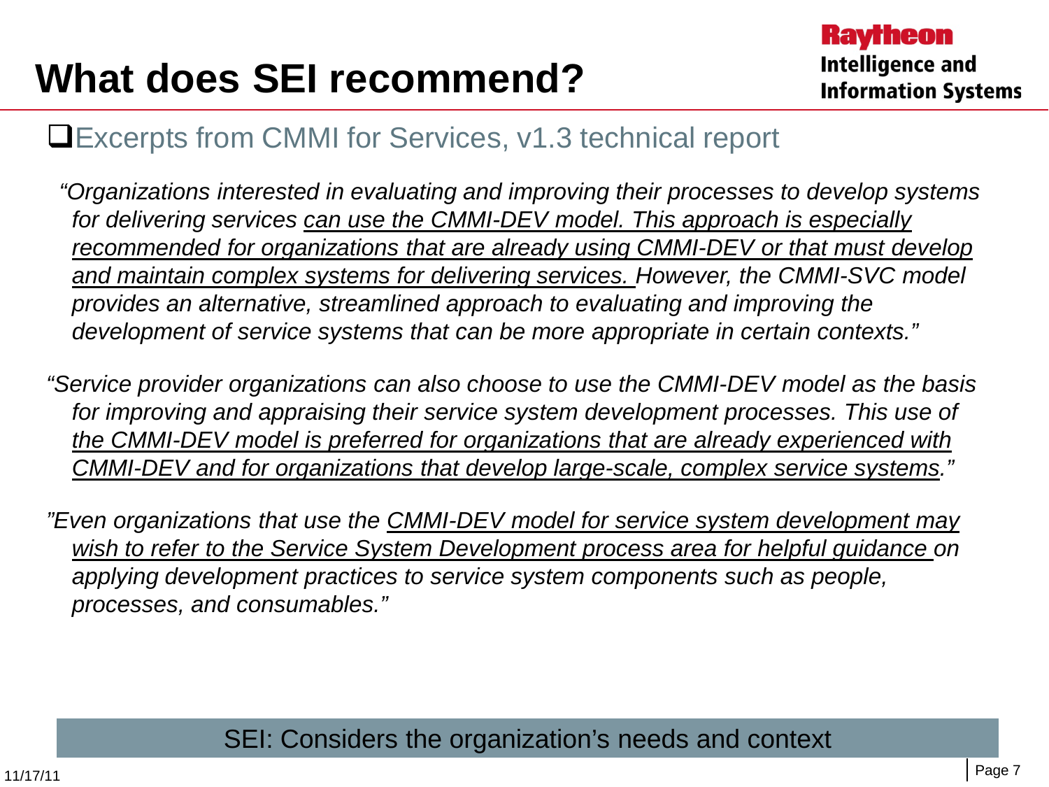# What does SEI recommend?

- Excerpts from CMMI for Services, v1.3 technical report

*"Organizations interested in evaluating and improving their processes to develop systems for delivering services <u>can use the CMMI-DEV model. This approach is especially recommended for organizations that are already using CMMI-DEV or that must develop and maintain complex systems for delivering services.</u> However, the CMMI-SVC model provides an alternative, streamlined approach to evaluating and improving the development of service systems that can be more appropriate in certain contexts."*

*"Service provider organizations can also choose to use the CMMI-DEV model as the basis for improving and appraising their service system development processes. This use of <u>the CMMI-DEV model is preferred for organizations that are already experienced with CMMI-DEV and for organizations that develop large-scale, complex service systems</u>."*

*"Even organizations that use the <u>CMMI-DEV model for service system development may wish to refer to the Service System Development process area for helpful guidance</u> on applying development practices to service system components such as people, processes, and consumables."*

SEI: Considers the organization's needs and context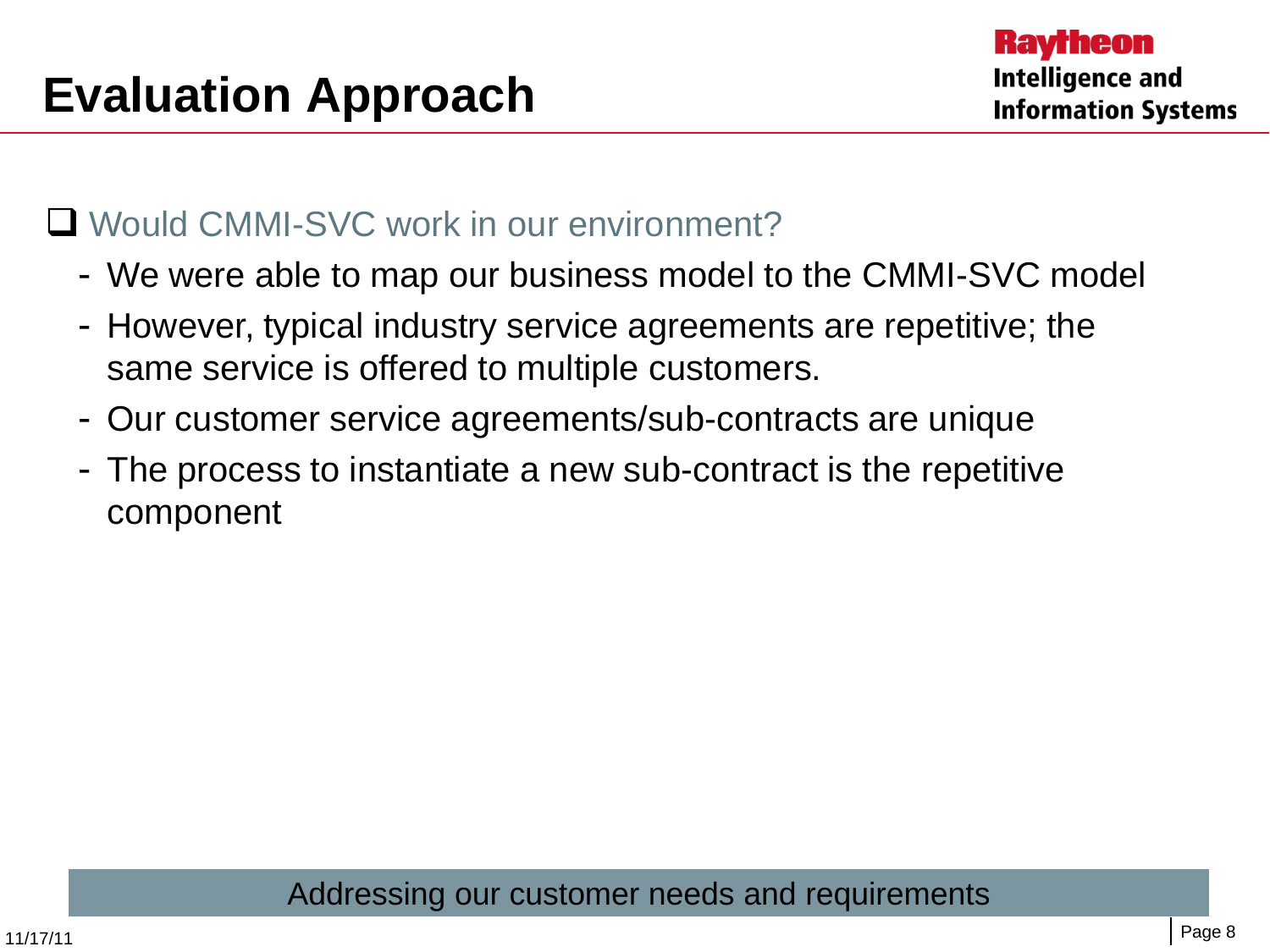# Evaluation Approach

- Would CMMI-SVC work in our environment?
  - We were able to map our business model to the CMMI-SVC model
  - However, typical industry service agreements are repetitive; the same service is offered to multiple customers.
  - Our customer service agreements/sub-contracts are unique
  - The process to instantiate a new sub-contract is the repetitive component

Addressing our customer needs and requirements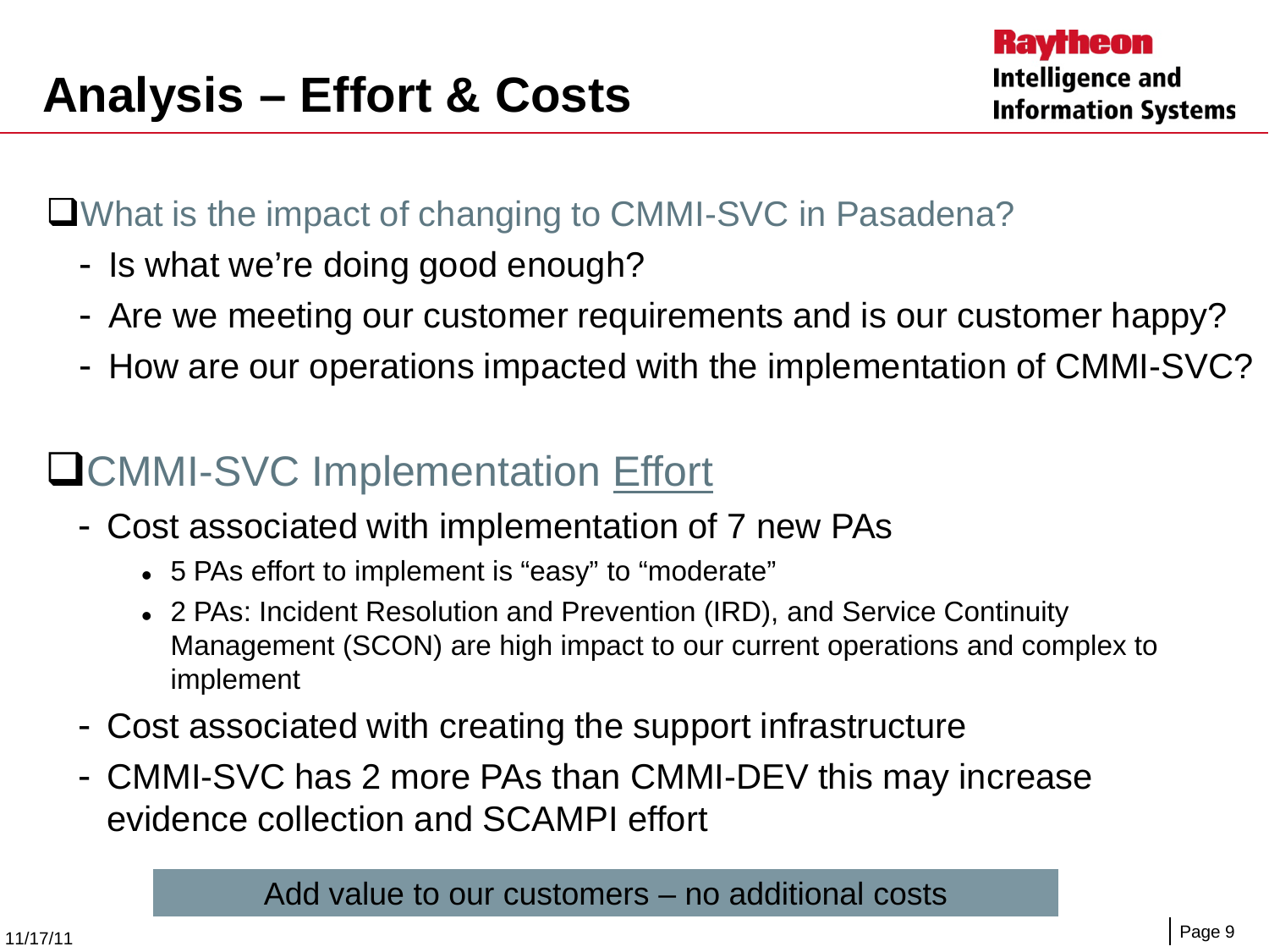# Analysis – Effort & Costs

- What is the impact of changing to CMMI-SVC in Pasadena?
  - Is what we're doing good enough?
  - Are we meeting our customer requirements and is our customer happy?
  - How are our operations impacted with the implementation of CMMI-SVC?

- CMMI-SVC Implementation Effort
  - Cost associated with implementation of 7 new PAs
    - 5 PAs effort to implement is "easy" to "moderate"
    - 2 PAs: Incident Resolution and Prevention (IRD), and Service Continuity Management (SCON) are high impact to our current operations and complex to implement
  - Cost associated with creating the support infrastructure
  - CMMI-SVC has 2 more PAs than CMMI-DEV this may increase evidence collection and SCAMPI effort

Add value to our customers – no additional costs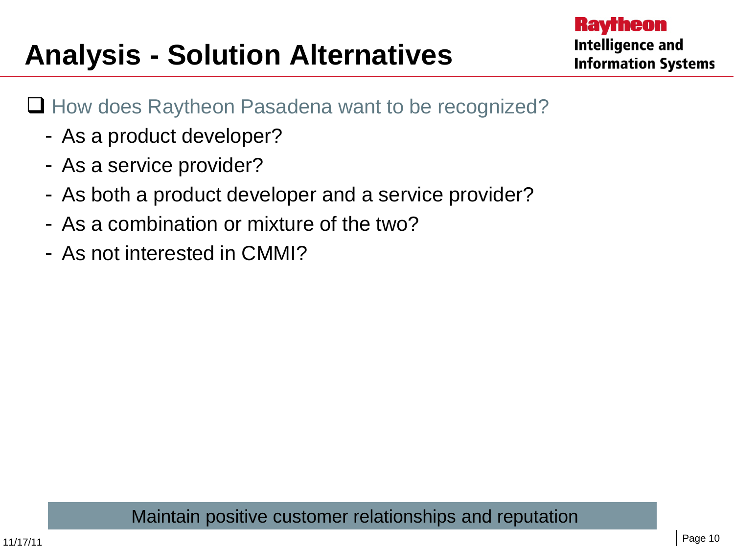# Analysis - Solution Alternatives

- How does Raytheon Pasadena want to be recognized?
  - As a product developer?
  - As a service provider?
  - As both a product developer and a service provider?
  - As a combination or mixture of the two?
  - As not interested in CMMI?

Maintain positive customer relationships and reputation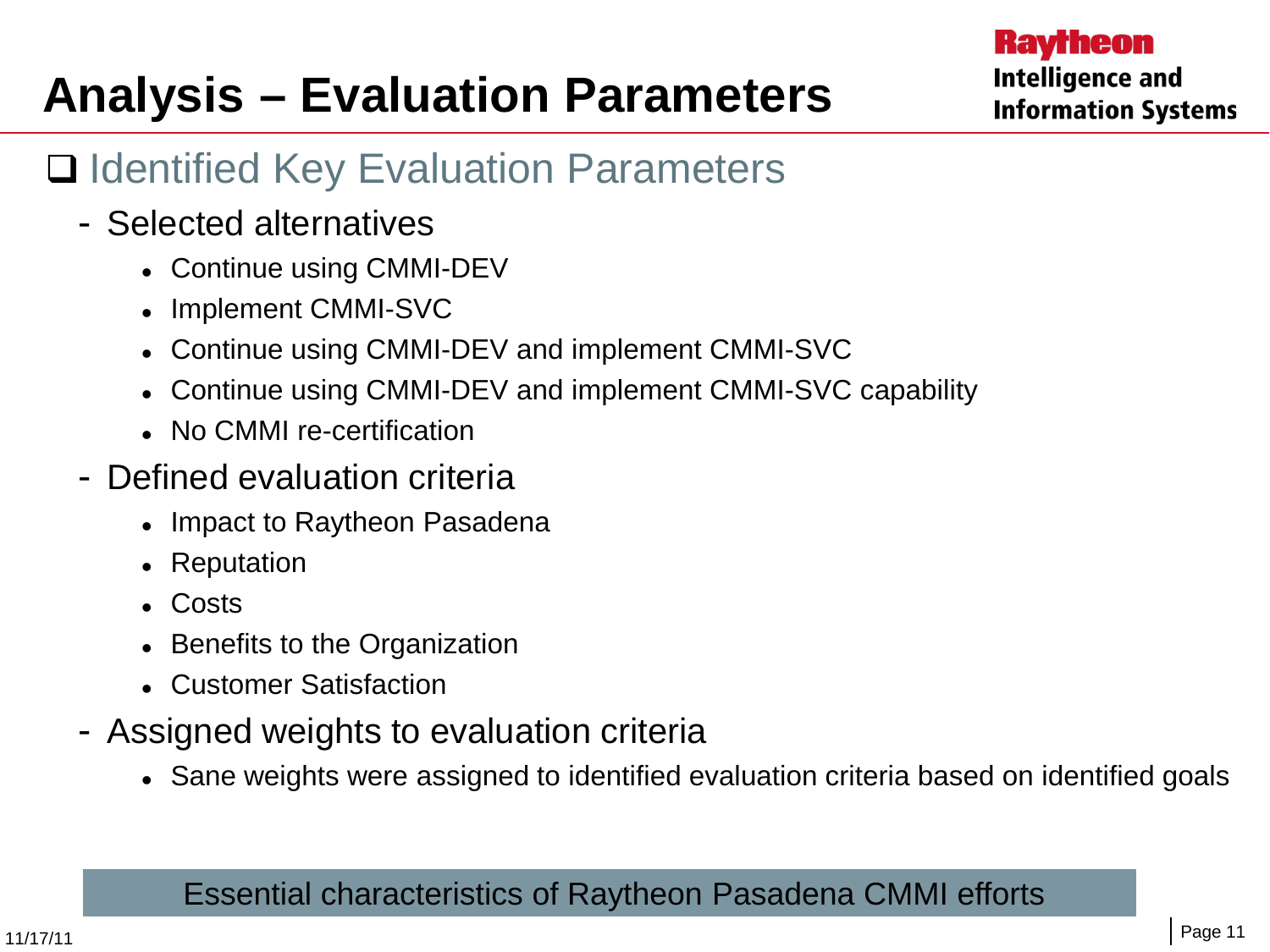# Analysis – Evaluation Parameters

## Identified Key Evaluation Parameters

- Selected alternatives
  - Continue using CMMI-DEV
  - Implement CMMI-SVC
  - Continue using CMMI-DEV and implement CMMI-SVC
  - Continue using CMMI-DEV and implement CMMI-SVC capability
  - No CMMI re-certification
- Defined evaluation criteria
  - Impact to Raytheon Pasadena
  - Reputation
  - Costs
  - Benefits to the Organization
  - Customer Satisfaction
- Assigned weights to evaluation criteria
  - Sane weights were assigned to identified evaluation criteria based on identified goals

Essential characteristics of Raytheon Pasadena CMMI efforts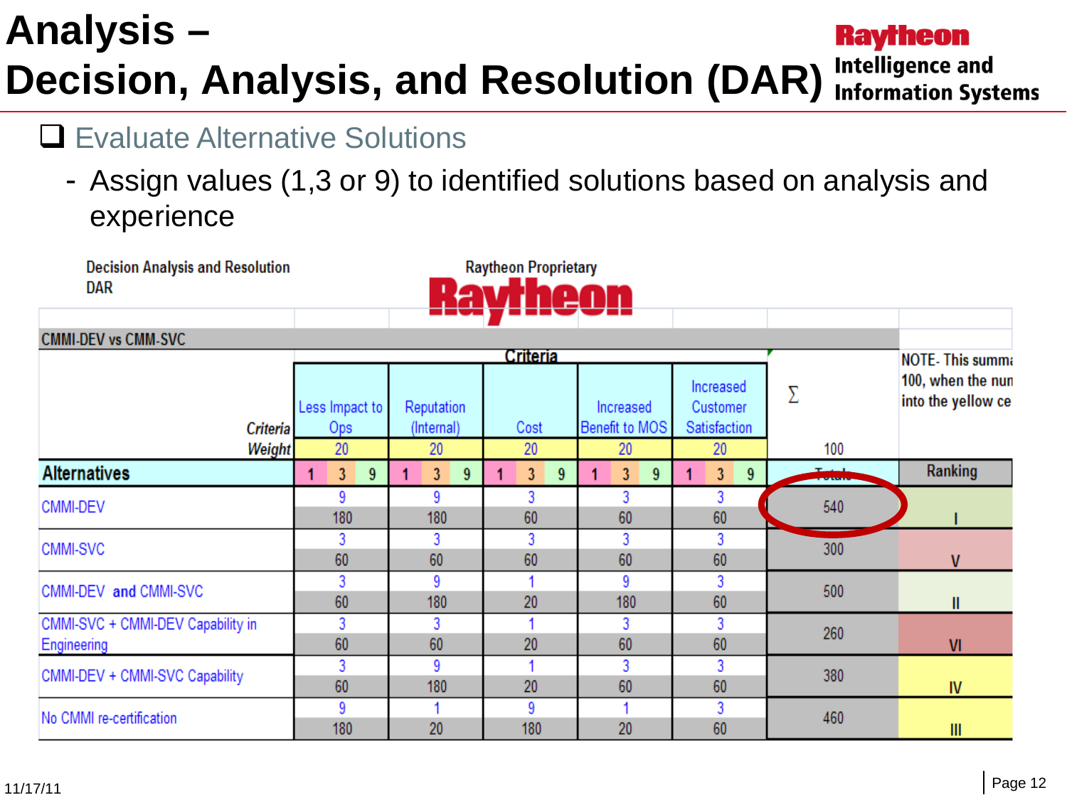# Analysis – Decision, Analysis, and Resolution (DAR)

- Evaluate Alternative Solutions
  - Assign values (1,3 or 9) to identified solutions based on analysis and experience

Decision Analysis and Resolution
DAR

Raytheon Proprietary

CMMI-DEV vs CMM-SVC

| | Criteria | | | | | | |
|---|---|---|---|---|---|---|---|
| *Criteria* | Less Impact to Ops | Reputation (Internal) | Cost | Increased Benefit to MOS | Increased Customer Satisfaction | ∑ | NOTE- This summ… 100, when the num… into the yellow ce… |
| *Weight* | 20 | 20 | 20 | 20 | 20 | 100 | |
| **Alternatives** | 1 3 9 | 1 3 9 | 1 3 9 | 1 3 9 | 1 3 9 | Totals | Ranking |
| CMMI-DEV | 9 / 180 | 9 / 180 | 3 / 60 | 3 / 60 | 3 / 60 | 540 | I |
| CMMI-SVC | 3 / 60 | 3 / 60 | 3 / 60 | 3 / 60 | 3 / 60 | 300 | V |
| CMMI-DEV **and** CMMI-SVC | 3 / 60 | 9 / 180 | 1 / 20 | 9 / 180 | 3 / 60 | 500 | II |
| CMMI-SVC + CMMI-DEV Capability in Engineering | 3 / 60 | 3 / 60 | 1 / 20 | 3 / 60 | 3 / 60 | 260 | VI |
| CMMI-DEV + CMMI-SVC Capability | 3 / 60 | 9 / 180 | 1 / 20 | 3 / 60 | 3 / 60 | 380 | IV |
| No CMMI re-certification | 9 / 180 | 1 / 20 | 9 / 180 | 1 / 20 | 3 / 60 | 460 | III |

11/17/11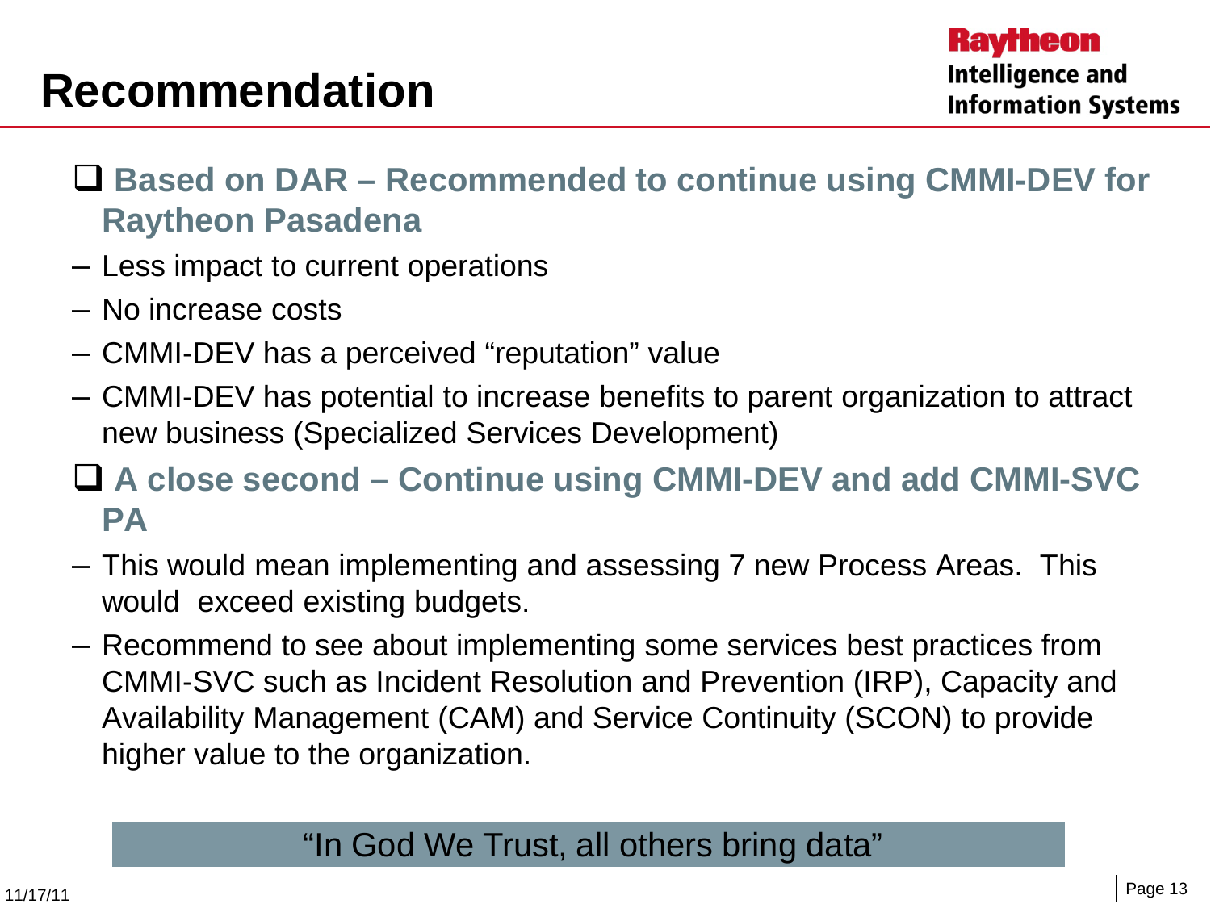# Recommendation

- **Based on DAR – Recommended to continue using CMMI-DEV for Raytheon Pasadena**
  - Less impact to current operations
  - No increase costs
  - CMMI-DEV has a perceived "reputation" value
  - CMMI-DEV has potential to increase benefits to parent organization to attract new business (Specialized Services Development)
- **A close second – Continue using CMMI-DEV and add CMMI-SVC PA**
  - This would mean implementing and assessing 7 new Process Areas. This would exceed existing budgets.
  - Recommend to see about implementing some services best practices from CMMI-SVC such as Incident Resolution and Prevention (IRP), Capacity and Availability Management (CAM) and Service Continuity (SCON) to provide higher value to the organization.

"In God We Trust, all others bring data"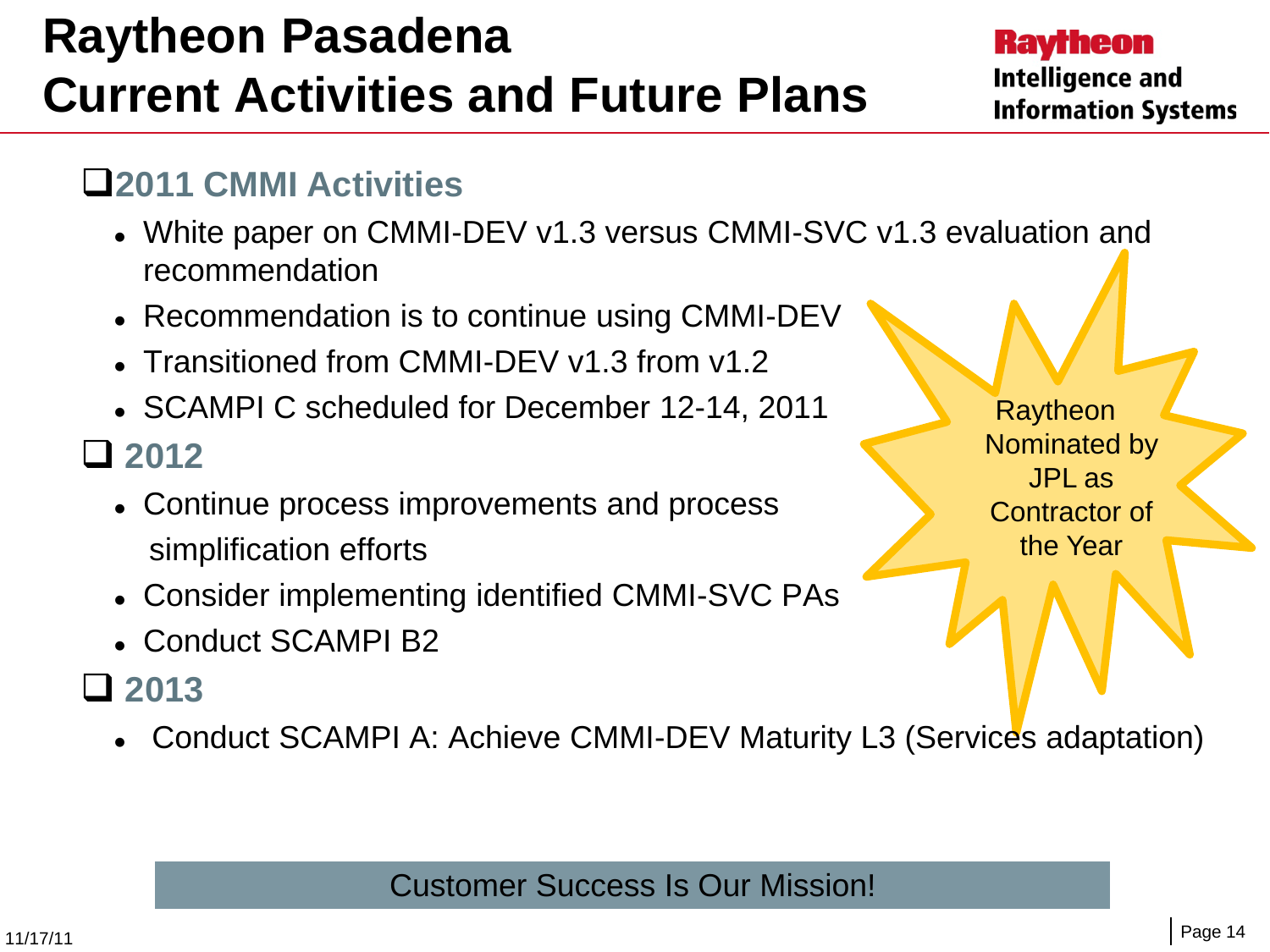# Raytheon Pasadena
# Current Activities and Future Plans

Raytheon
Intelligence and Information Systems

## ❑ 2011 CMMI Activities

- White paper on CMMI-DEV v1.3 versus CMMI-SVC v1.3 evaluation and recommendation
- Recommendation is to continue using CMMI-DEV
- Transitioned from CMMI-DEV v1.3 from v1.2
- SCAMPI C scheduled for December 12-14, 2011

## ❑ 2012

- Continue process improvements and process simplification efforts
- Consider implementing identified CMMI-SVC PAs
- Conduct SCAMPI B2

## ❑ 2013

- Conduct SCAMPI A: Achieve CMMI-DEV Maturity L3 (Services adaptation)

Raytheon Nominated by JPL as Contractor of the Year

Customer Success Is Our Mission!

11/17/11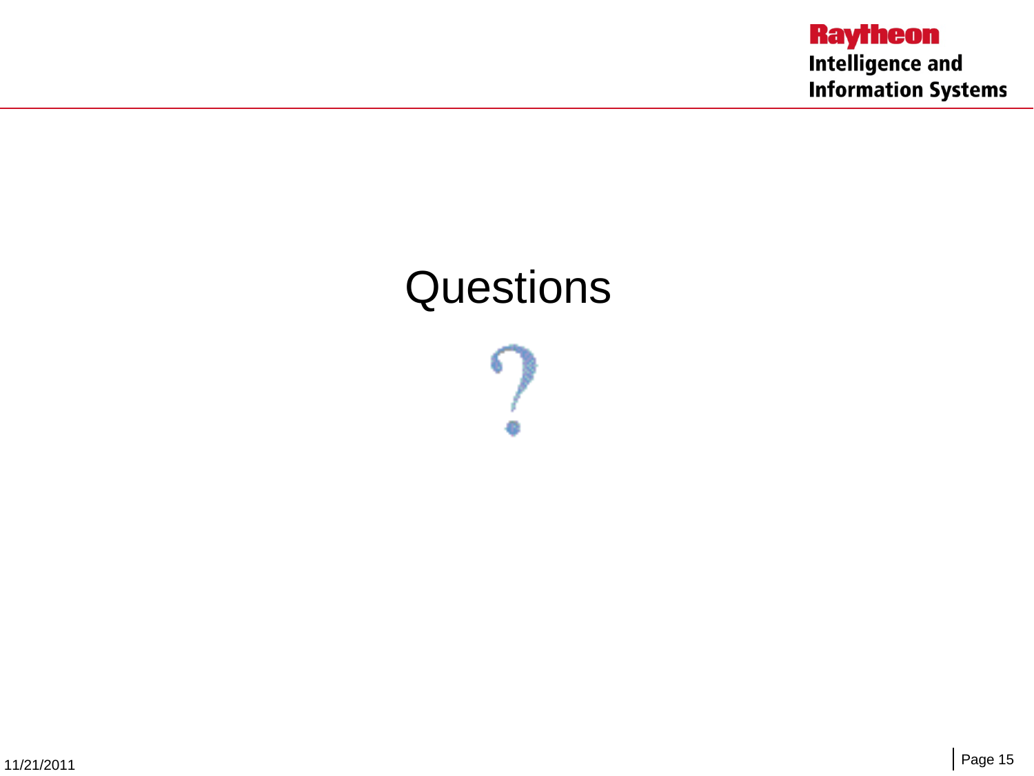# Questions